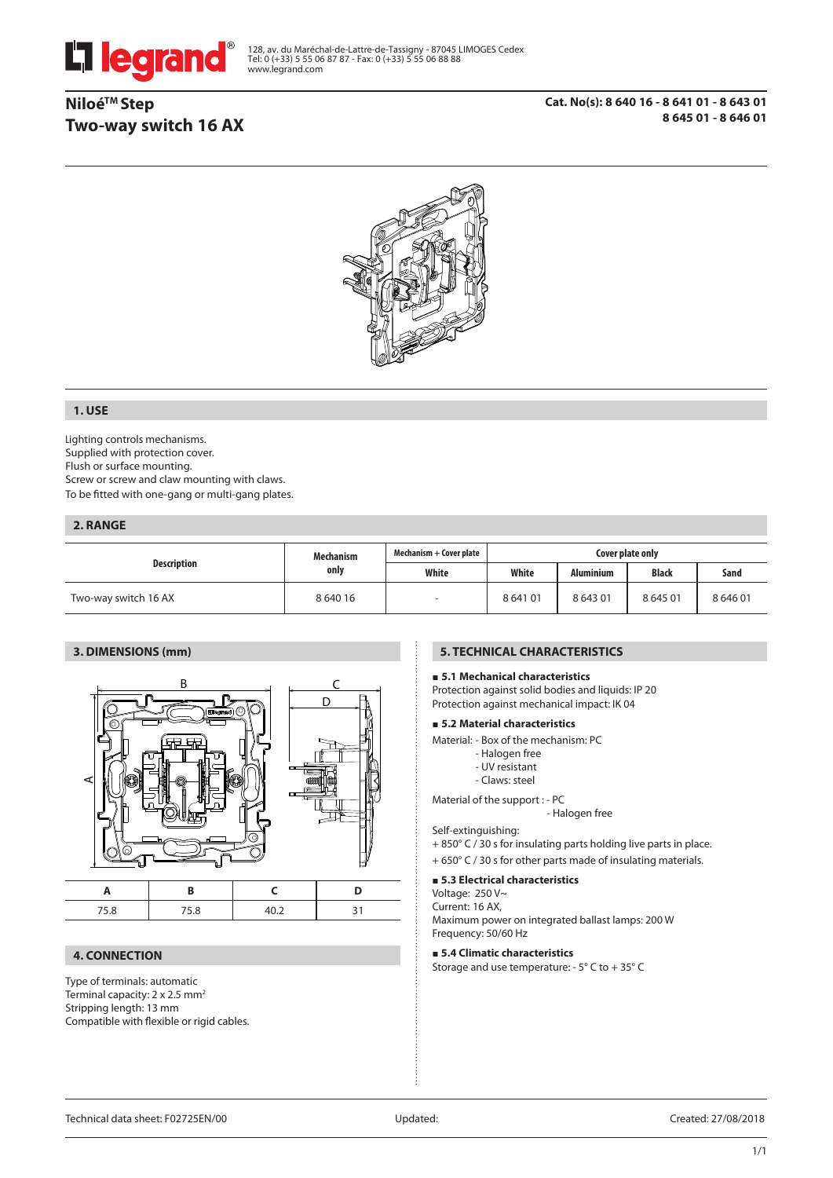128, av. du Maréchal-de-Lattre-de-Tassigny - 87045 LIMOGES Cedex
Tel: 0 (+33) 5 55 06 87 87 - Fax: 0 (+33) 5 55 06 88 88
www.legrand.com

# Niloé™ Step
# Two-way switch 16 AX

**Cat. No(s): 8 640 16 - 8 641 01 - 8 643 01
8 645 01 - 8 646 01**

## 1. USE

Lighting controls mechanisms.
Supplied with protection cover.
Flush or surface mounting.
Screw or screw and claw mounting with claws.
To be fitted with one-gang or multi-gang plates.

## 2. RANGE

| Description | Mechanism only | Mechanism + Cover plate | Cover plate only | | | |
|---|---|---|---|---|---|---|
| | | White | White | Aluminium | Black | Sand |
| Two-way switch 16 AX | 8 640 16 | - | 8 641 01 | 8 643 01 | 8 645 01 | 8 646 01 |

## 3. DIMENSIONS (mm)

| A | B | C | D |
|---|---|---|---|
| 75.8 | 75.8 | 40.2 | 31 |

## 4. CONNECTION

Type of terminals: automatic
Terminal capacity: 2 x 2.5 mm²
Stripping length: 13 mm
Compatible with flexible or rigid cables.

## 5. TECHNICAL CHARACTERISTICS

### 5.1 Mechanical characteristics

Protection against solid bodies and liquids: IP 20
Protection against mechanical impact: IK 04

### 5.2 Material characteristics

Material: - Box of the mechanism: PC
- Halogen free
- UV resistant
- Claws: steel

Material of the support : - PC
- Halogen free

Self-extinguishing:
+ 850° C / 30 s for insulating parts holding live parts in place.
+ 650° C / 30 s for other parts made of insulating materials.

### 5.3 Electrical characteristics

Voltage: 250 V~
Current: 16 AX,
Maximum power on integrated ballast lamps: 200 W
Frequency: 50/60 Hz

### 5.4 Climatic characteristics

Storage and use temperature: - 5° C to + 35° C

Technical data sheet: F02725EN/00 | Updated: | Created: 27/08/2018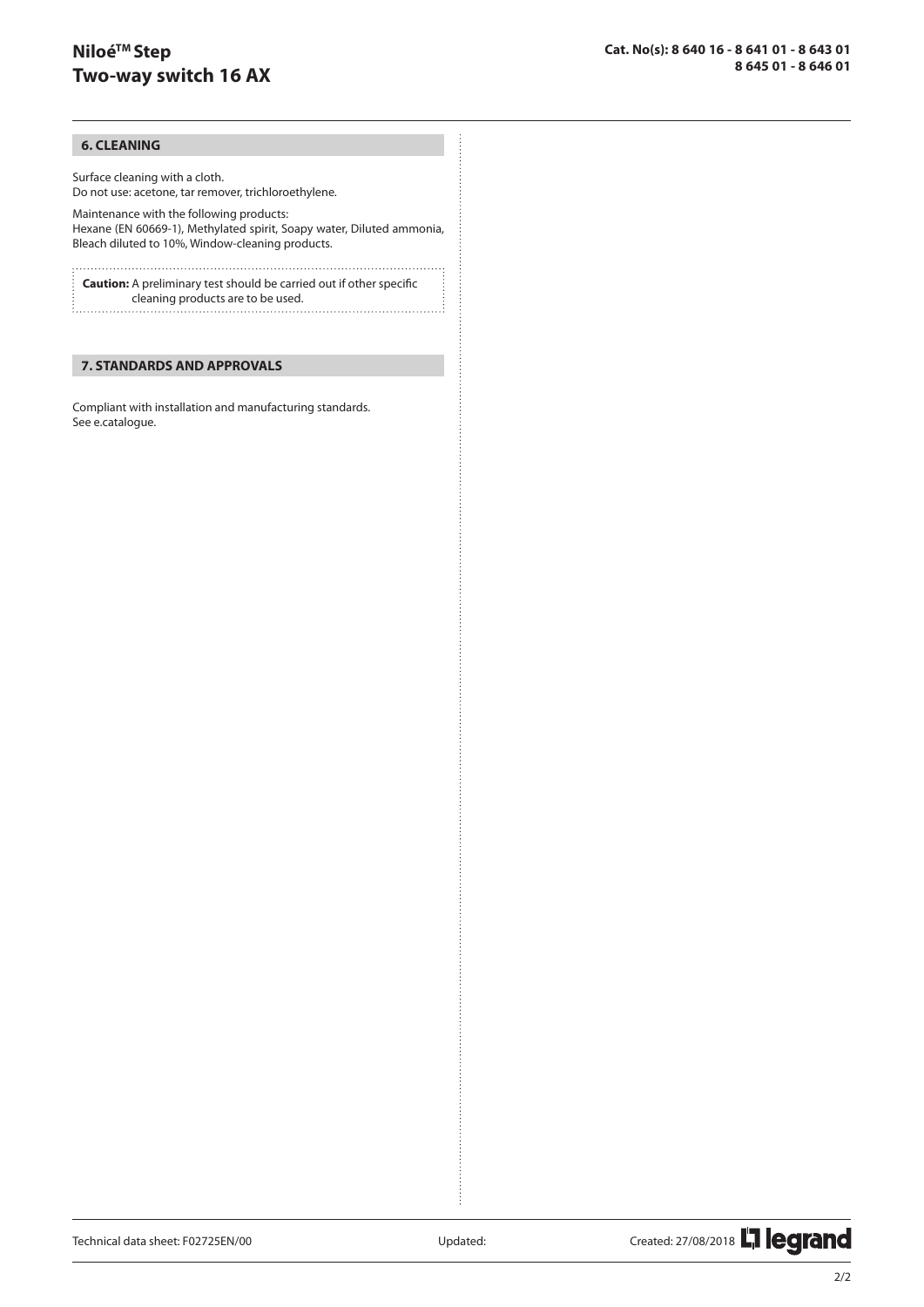## 6. CLEANING

Surface cleaning with a cloth.
Do not use: acetone, tar remover, trichloroethylene.

Maintenance with the following products:
Hexane (EN 60669-1), Methylated spirit, Soapy water, Diluted ammonia, Bleach diluted to 10%, Window-cleaning products.

**Caution:** A preliminary test should be carried out if other specific cleaning products are to be used.

## 7. STANDARDS AND APPROVALS

Compliant with installation and manufacturing standards.
See e.catalogue.